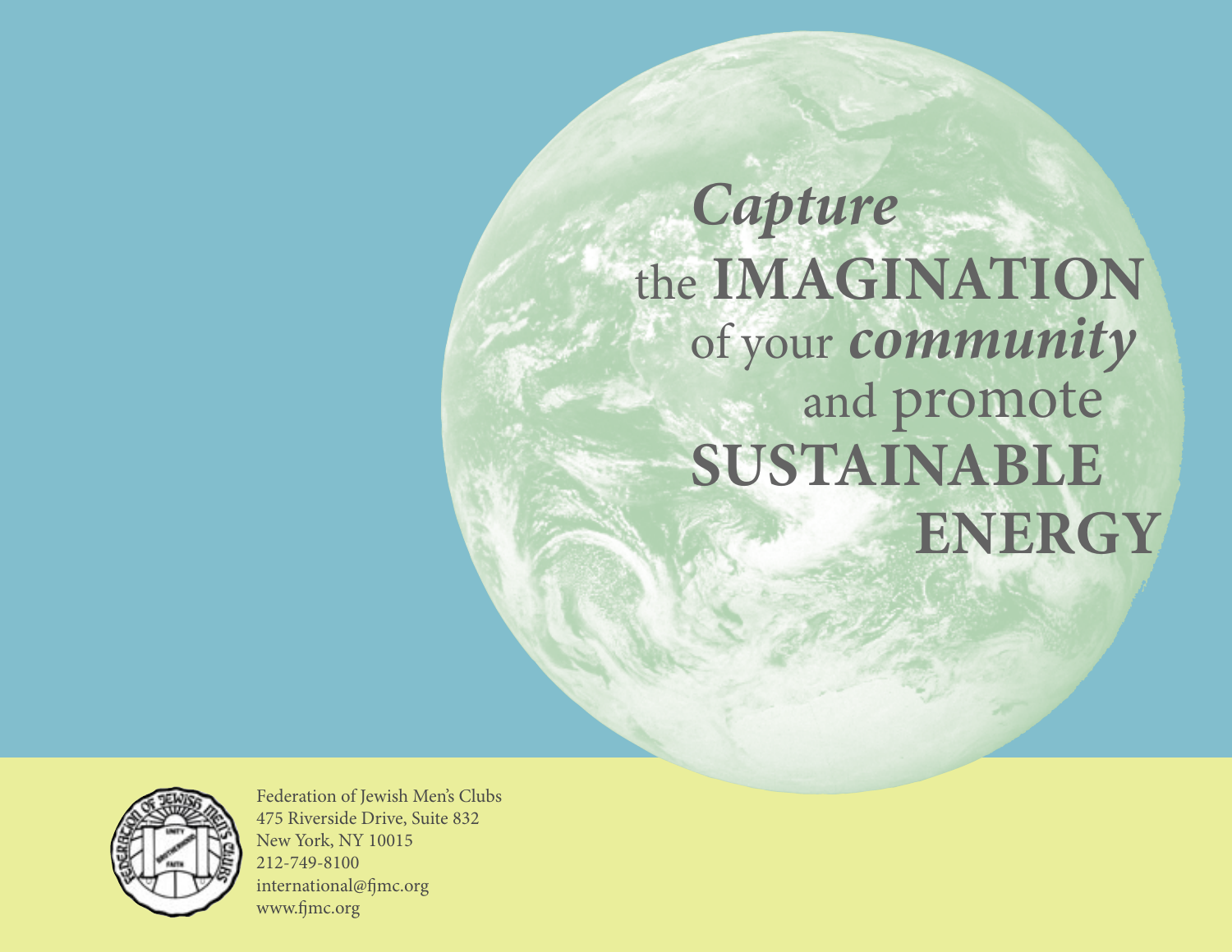# *Capture* the **IMAGINATION** of your ***community*** and promote **SUSTAINABLE ENERGY**

Federation of Jewish Men's Clubs
475 Riverside Drive, Suite 832
New York, NY 10015
212-749-8100
international@fjmc.org
www.fjmc.org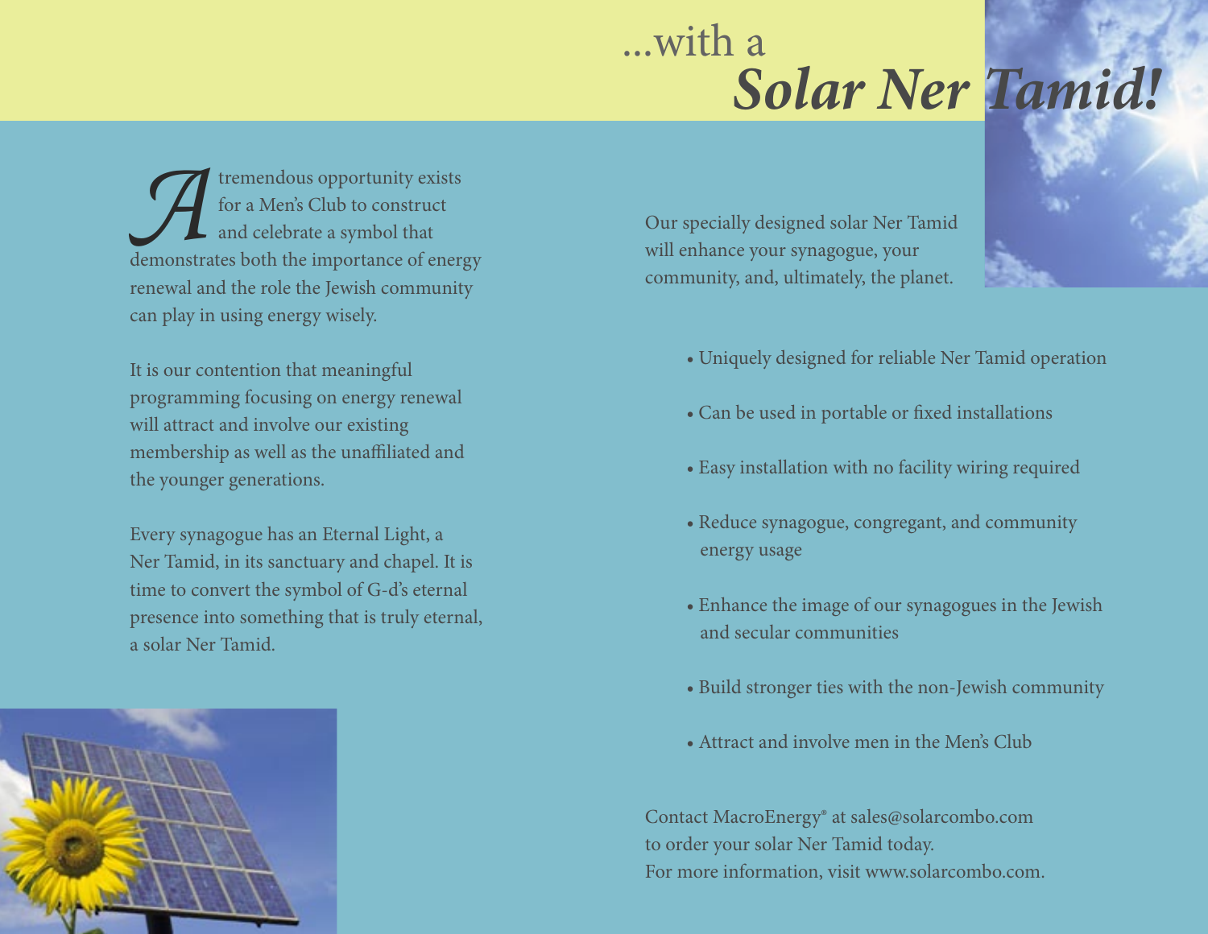# ...with a *Solar Ner Tamid!*

A tremendous opportunity exists for a Men's Club to construct and celebrate a symbol that demonstrates both the importance of energy renewal and the role the Jewish community can play in using energy wisely.

It is our contention that meaningful programming focusing on energy renewal will attract and involve our existing membership as well as the unaffiliated and the younger generations.

Every synagogue has an Eternal Light, a Ner Tamid, in its sanctuary and chapel. It is time to convert the symbol of G-d's eternal presence into something that is truly eternal, a solar Ner Tamid.

Our specially designed solar Ner Tamid will enhance your synagogue, your community, and, ultimately, the planet.

- Uniquely designed for reliable Ner Tamid operation
- Can be used in portable or fixed installations
- Easy installation with no facility wiring required
- Reduce synagogue, congregant, and community energy usage
- Enhance the image of our synagogues in the Jewish and secular communities
- Build stronger ties with the non-Jewish community
- Attract and involve men in the Men's Club

Contact MacroEnergy® at sales@solarcombo.com to order your solar Ner Tamid today.
For more information, visit www.solarcombo.com.